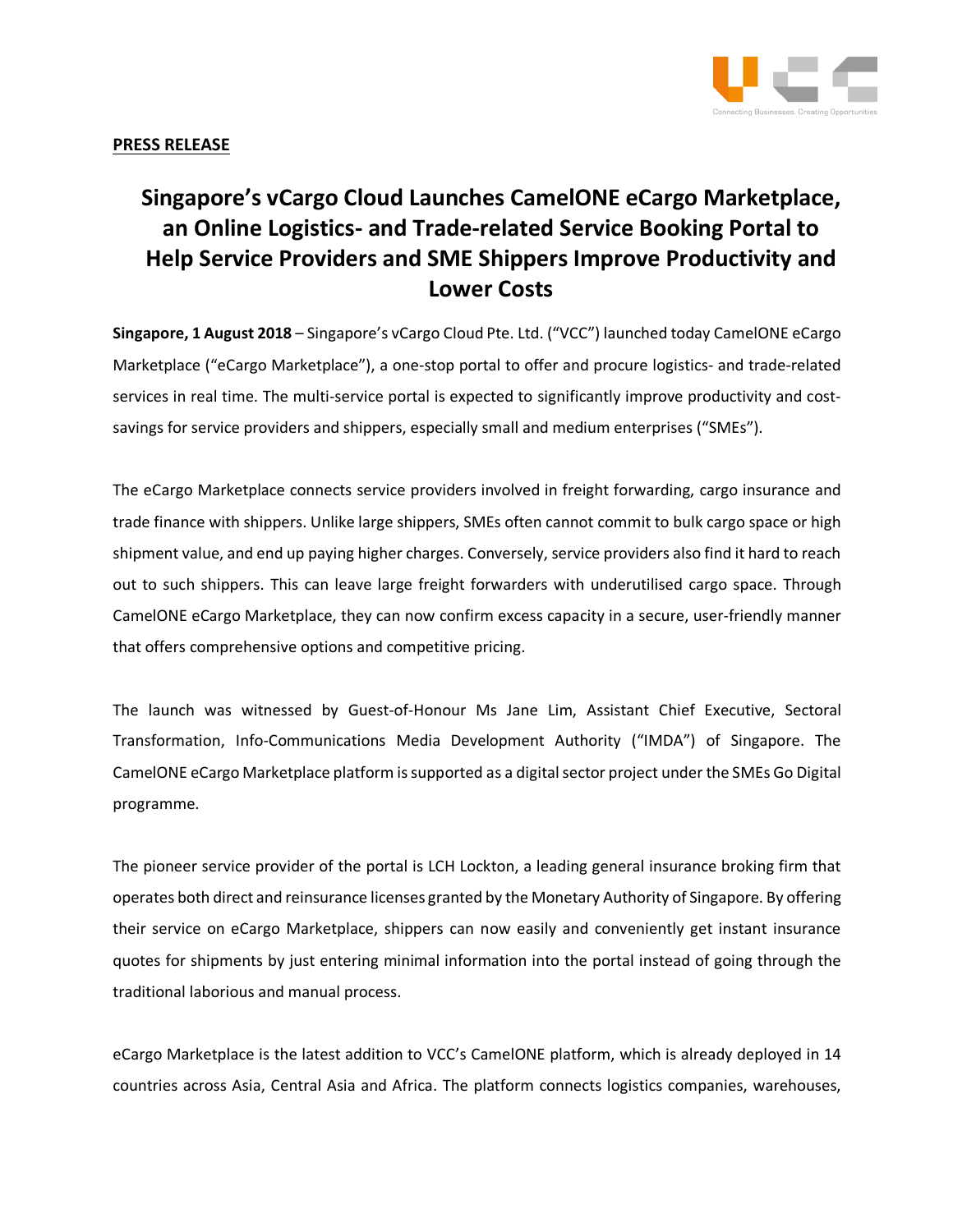**PRESS RELEASE**

# Singapore's vCargo Cloud Launches CamelONE eCargo Marketplace, an Online Logistics- and Trade-related Service Booking Portal to Help Service Providers and SME Shippers Improve Productivity and Lower Costs

**Singapore, 1 August 2018** – Singapore's vCargo Cloud Pte. Ltd. ("VCC") launched today CamelONE eCargo Marketplace ("eCargo Marketplace"), a one-stop portal to offer and procure logistics- and trade-related services in real time. The multi-service portal is expected to significantly improve productivity and cost-savings for service providers and shippers, especially small and medium enterprises ("SMEs").

The eCargo Marketplace connects service providers involved in freight forwarding, cargo insurance and trade finance with shippers. Unlike large shippers, SMEs often cannot commit to bulk cargo space or high shipment value, and end up paying higher charges. Conversely, service providers also find it hard to reach out to such shippers. This can leave large freight forwarders with underutilised cargo space. Through CamelONE eCargo Marketplace, they can now confirm excess capacity in a secure, user-friendly manner that offers comprehensive options and competitive pricing.

The launch was witnessed by Guest-of-Honour Ms Jane Lim, Assistant Chief Executive, Sectoral Transformation, Info-Communications Media Development Authority ("IMDA") of Singapore. The CamelONE eCargo Marketplace platform is supported as a digital sector project under the SMEs Go Digital programme.

The pioneer service provider of the portal is LCH Lockton, a leading general insurance broking firm that operates both direct and reinsurance licenses granted by the Monetary Authority of Singapore. By offering their service on eCargo Marketplace, shippers can now easily and conveniently get instant insurance quotes for shipments by just entering minimal information into the portal instead of going through the traditional laborious and manual process.

eCargo Marketplace is the latest addition to VCC's CamelONE platform, which is already deployed in 14 countries across Asia, Central Asia and Africa. The platform connects logistics companies, warehouses,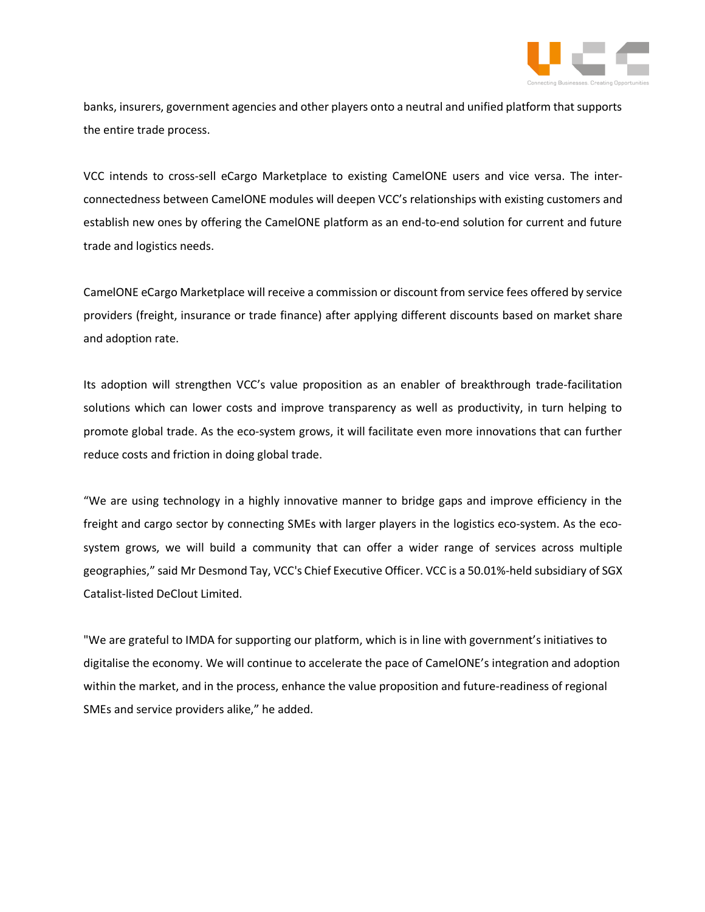banks, insurers, government agencies and other players onto a neutral and unified platform that supports the entire trade process.

VCC intends to cross-sell eCargo Marketplace to existing CamelONE users and vice versa. The inter-connectedness between CamelONE modules will deepen VCC's relationships with existing customers and establish new ones by offering the CamelONE platform as an end-to-end solution for current and future trade and logistics needs.

CamelONE eCargo Marketplace will receive a commission or discount from service fees offered by service providers (freight, insurance or trade finance) after applying different discounts based on market share and adoption rate.

Its adoption will strengthen VCC's value proposition as an enabler of breakthrough trade-facilitation solutions which can lower costs and improve transparency as well as productivity, in turn helping to promote global trade. As the eco-system grows, it will facilitate even more innovations that can further reduce costs and friction in doing global trade.

"We are using technology in a highly innovative manner to bridge gaps and improve efficiency in the freight and cargo sector by connecting SMEs with larger players in the logistics eco-system. As the eco-system grows, we will build a community that can offer a wider range of services across multiple geographies," said Mr Desmond Tay, VCC's Chief Executive Officer. VCC is a 50.01%-held subsidiary of SGX Catalist-listed DeClout Limited.

"We are grateful to IMDA for supporting our platform, which is in line with government's initiatives to digitalise the economy. We will continue to accelerate the pace of CamelONE's integration and adoption within the market, and in the process, enhance the value proposition and future-readiness of regional SMEs and service providers alike," he added.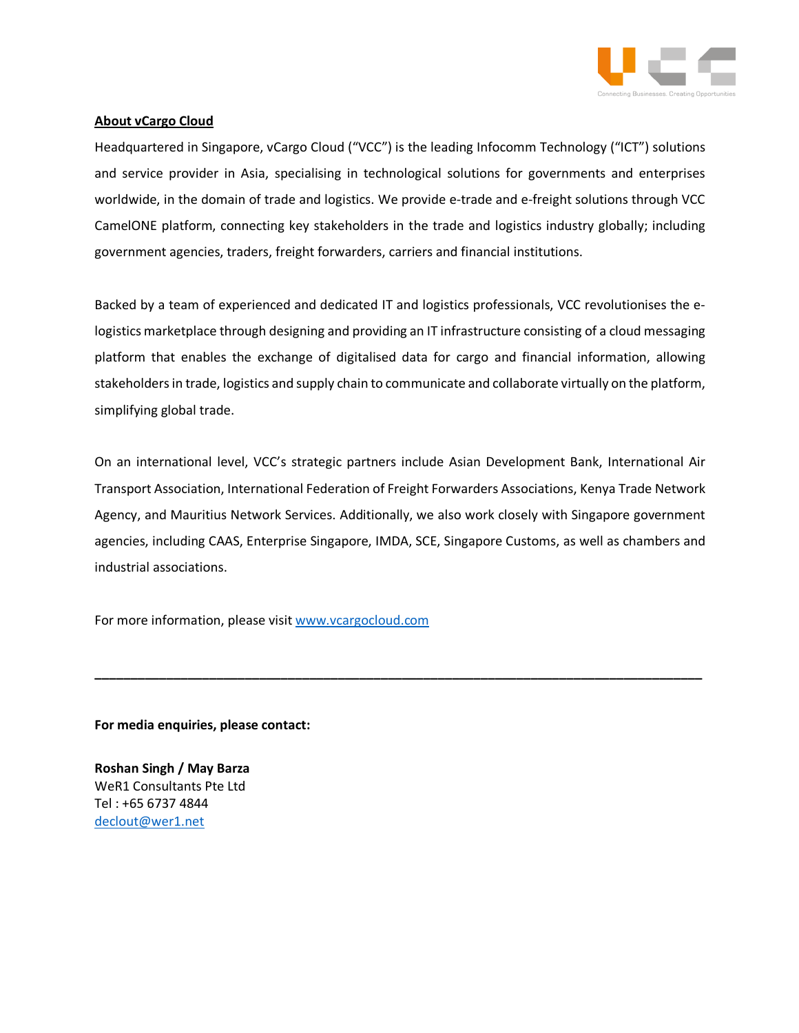**About vCargo Cloud**

Headquartered in Singapore, vCargo Cloud ("VCC") is the leading Infocomm Technology ("ICT") solutions and service provider in Asia, specialising in technological solutions for governments and enterprises worldwide, in the domain of trade and logistics. We provide e-trade and e-freight solutions through VCC CamelONE platform, connecting key stakeholders in the trade and logistics industry globally; including government agencies, traders, freight forwarders, carriers and financial institutions.

Backed by a team of experienced and dedicated IT and logistics professionals, VCC revolutionises the e-logistics marketplace through designing and providing an IT infrastructure consisting of a cloud messaging platform that enables the exchange of digitalised data for cargo and financial information, allowing stakeholders in trade, logistics and supply chain to communicate and collaborate virtually on the platform, simplifying global trade.

On an international level, VCC's strategic partners include Asian Development Bank, International Air Transport Association, International Federation of Freight Forwarders Associations, Kenya Trade Network Agency, and Mauritius Network Services. Additionally, we also work closely with Singapore government agencies, including CAAS, Enterprise Singapore, IMDA, SCE, Singapore Customs, as well as chambers and industrial associations.

For more information, please visit [www.vcargocloud.com](http://www.vcargocloud.com)

---

**For media enquiries, please contact:**

**Roshan Singh / May Barza**
WeR1 Consultants Pte Ltd
Tel : +65 6737 4844
[declout@wer1.net](mailto:declout@wer1.net)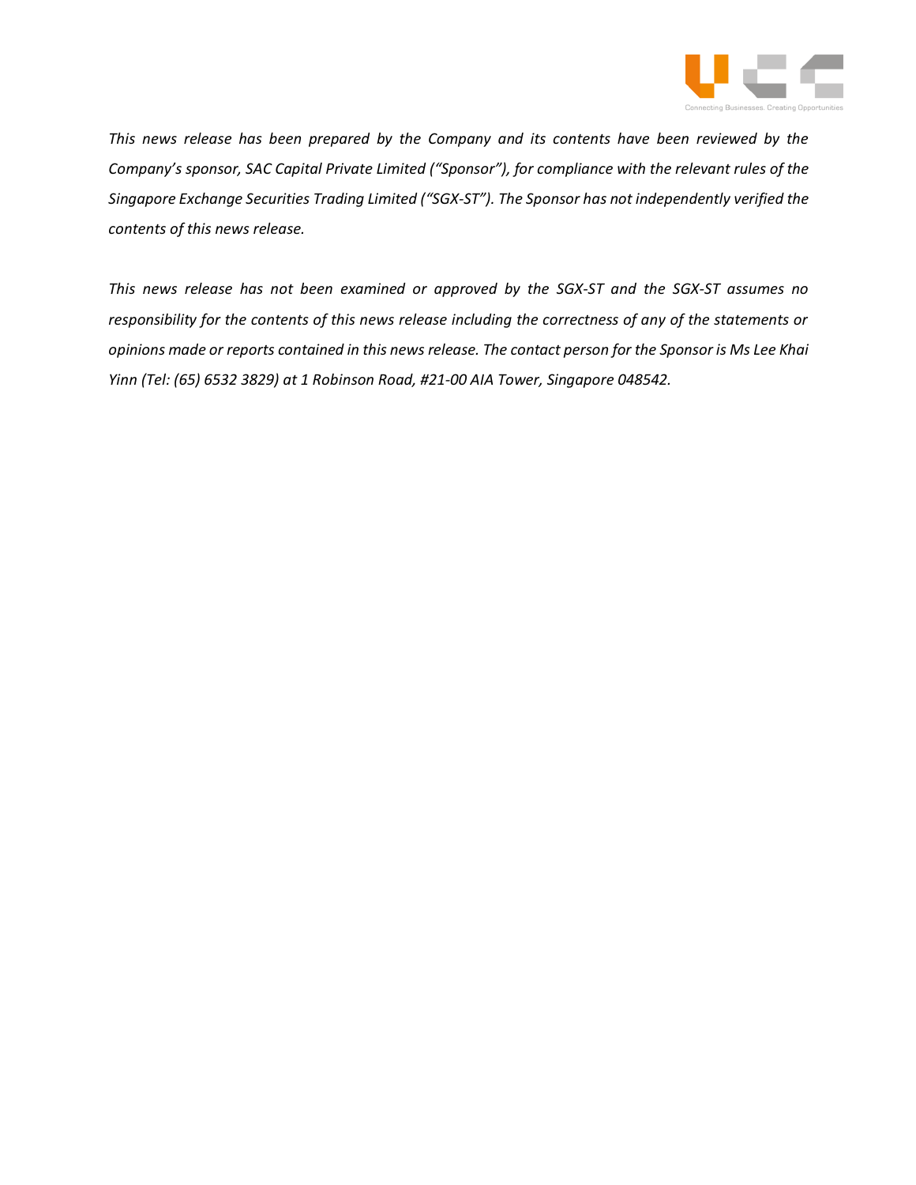*This news release has been prepared by the Company and its contents have been reviewed by the Company's sponsor, SAC Capital Private Limited ("Sponsor"), for compliance with the relevant rules of the Singapore Exchange Securities Trading Limited ("SGX-ST"). The Sponsor has not independently verified the contents of this news release.*

*This news release has not been examined or approved by the SGX-ST and the SGX-ST assumes no responsibility for the contents of this news release including the correctness of any of the statements or opinions made or reports contained in this news release. The contact person for the Sponsor is Ms Lee Khai Yinn (Tel: (65) 6532 3829) at 1 Robinson Road, #21-00 AIA Tower, Singapore 048542.*